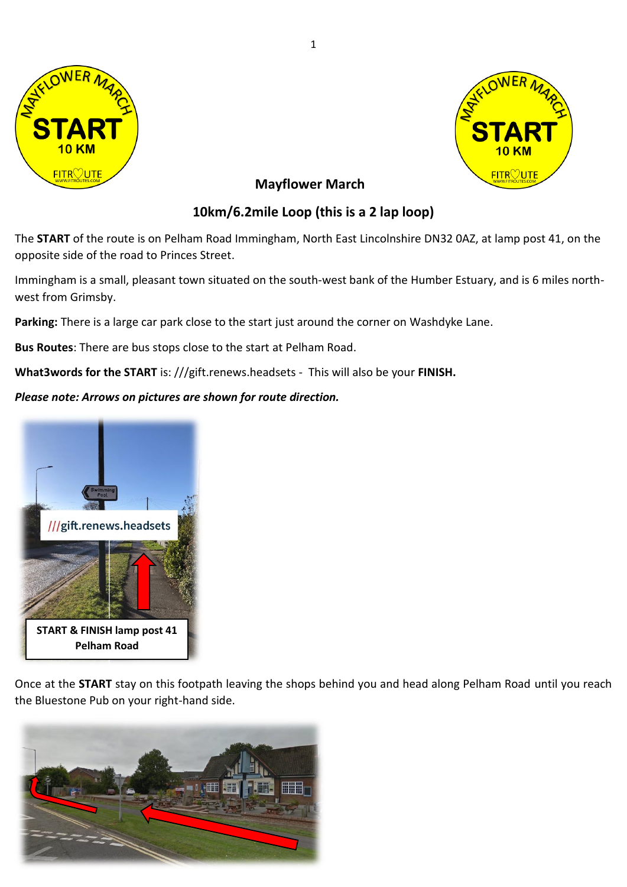## Mayflower March

## 10km/6.2mile Loop (this is a 2 lap loop)

The **START** of the route is on Pelham Road Immingham, North East Lincolnshire DN32 0AZ, at lamp post 41, on the opposite side of the road to Princes Street.

Immingham is a small, pleasant town situated on the south-west bank of the Humber Estuary, and is 6 miles north-west from Grimsby.

**Parking:** There is a large car park close to the start just around the corner on Washdyke Lane.

**Bus Routes**: There are bus stops close to the start at Pelham Road.

**What3words for the START** is: ///gift.renews.headsets - This will also be your **FINISH.**

***Please note: Arrows on pictures are shown for route direction.***

///gift.renews.headsets

**START & FINISH lamp post 41 Pelham Road**

Once at the **START** stay on this footpath leaving the shops behind you and head along Pelham Road until you reach the Bluestone Pub on your right-hand side.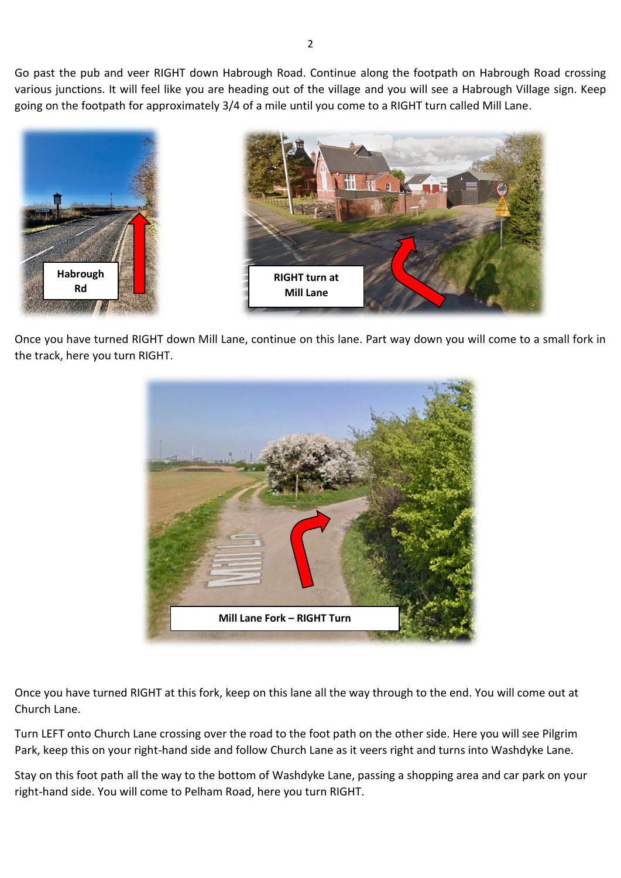Go past the pub and veer RIGHT down Habrough Road. Continue along the footpath on Habrough Road crossing various junctions. It will feel like you are heading out of the village and you will see a Habrough Village sign. Keep going on the footpath for approximately 3/4 of a mile until you come to a RIGHT turn called Mill Lane.

**Habrough Rd**

**RIGHT turn at Mill Lane**

Once you have turned RIGHT down Mill Lane, continue on this lane. Part way down you will come to a small fork in the track, here you turn RIGHT.

**Mill Lane Fork – RIGHT Turn**

Once you have turned RIGHT at this fork, keep on this lane all the way through to the end. You will come out at Church Lane.

Turn LEFT onto Church Lane crossing over the road to the foot path on the other side. Here you will see Pilgrim Park, keep this on your right-hand side and follow Church Lane as it veers right and turns into Washdyke Lane.

Stay on this foot path all the way to the bottom of Washdyke Lane, passing a shopping area and car park on your right-hand side. You will come to Pelham Road, here you turn RIGHT.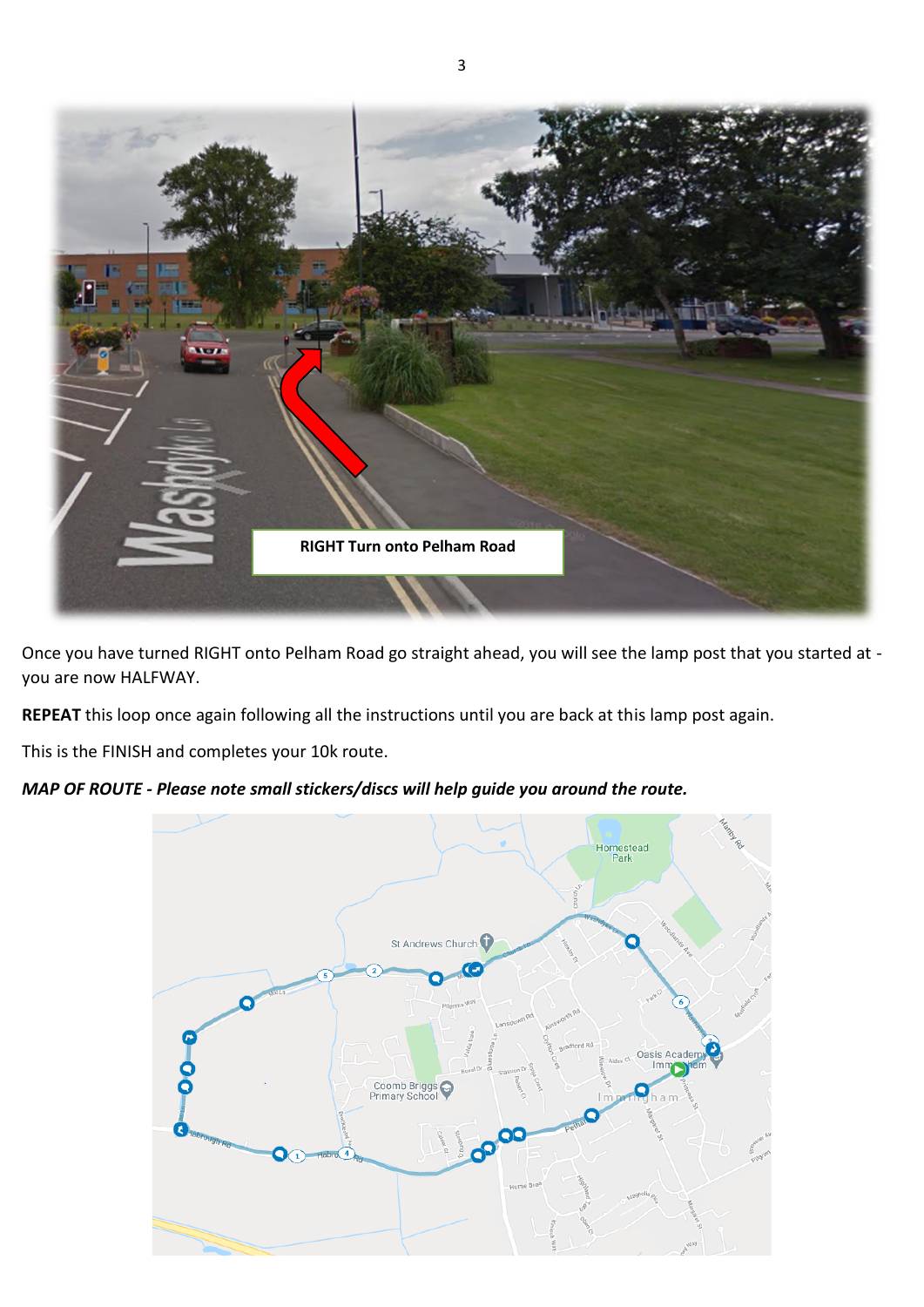RIGHT Turn onto Pelham Road

Once you have turned RIGHT onto Pelham Road go straight ahead, you will see the lamp post that you started at - you are now HALFWAY.

**REPEAT** this loop once again following all the instructions until you are back at this lamp post again.

This is the FINISH and completes your 10k route.

***MAP OF ROUTE - Please note small stickers/discs will help guide you around the route.***